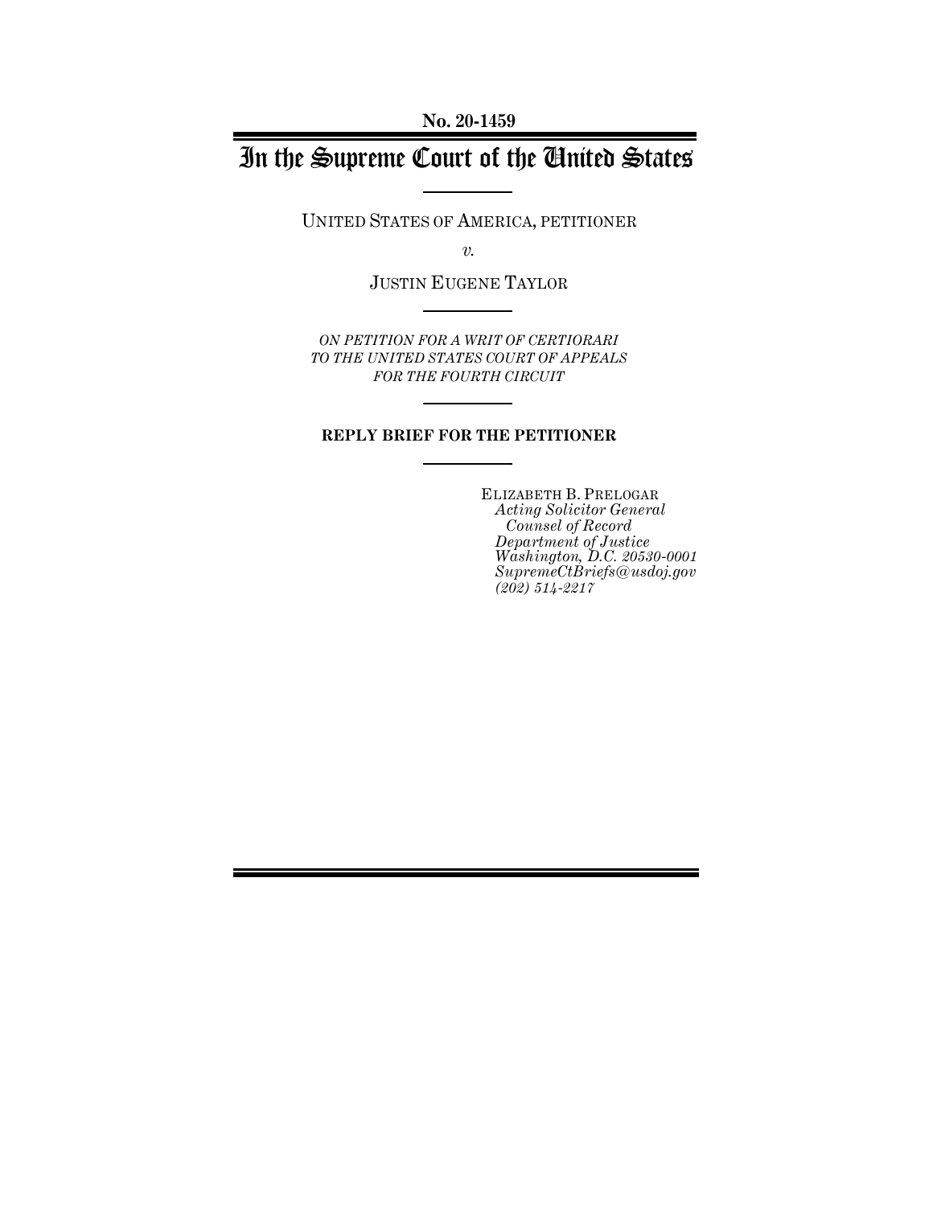**No. 20-1459**

# In the Supreme Court of the United States

UNITED STATES OF AMERICA, PETITIONER

*v.*

JUSTIN EUGENE TAYLOR

*ON PETITION FOR A WRIT OF CERTIORARI TO THE UNITED STATES COURT OF APPEALS FOR THE FOURTH CIRCUIT*

**REPLY BRIEF FOR THE PETITIONER**

ELIZABETH B. PRELOGAR
*Acting Solicitor General*
*Counsel of Record*
*Department of Justice*
*Washington, D.C. 20530-0001*
*SupremeCtBriefs@usdoj.gov*
*(202) 514-2217*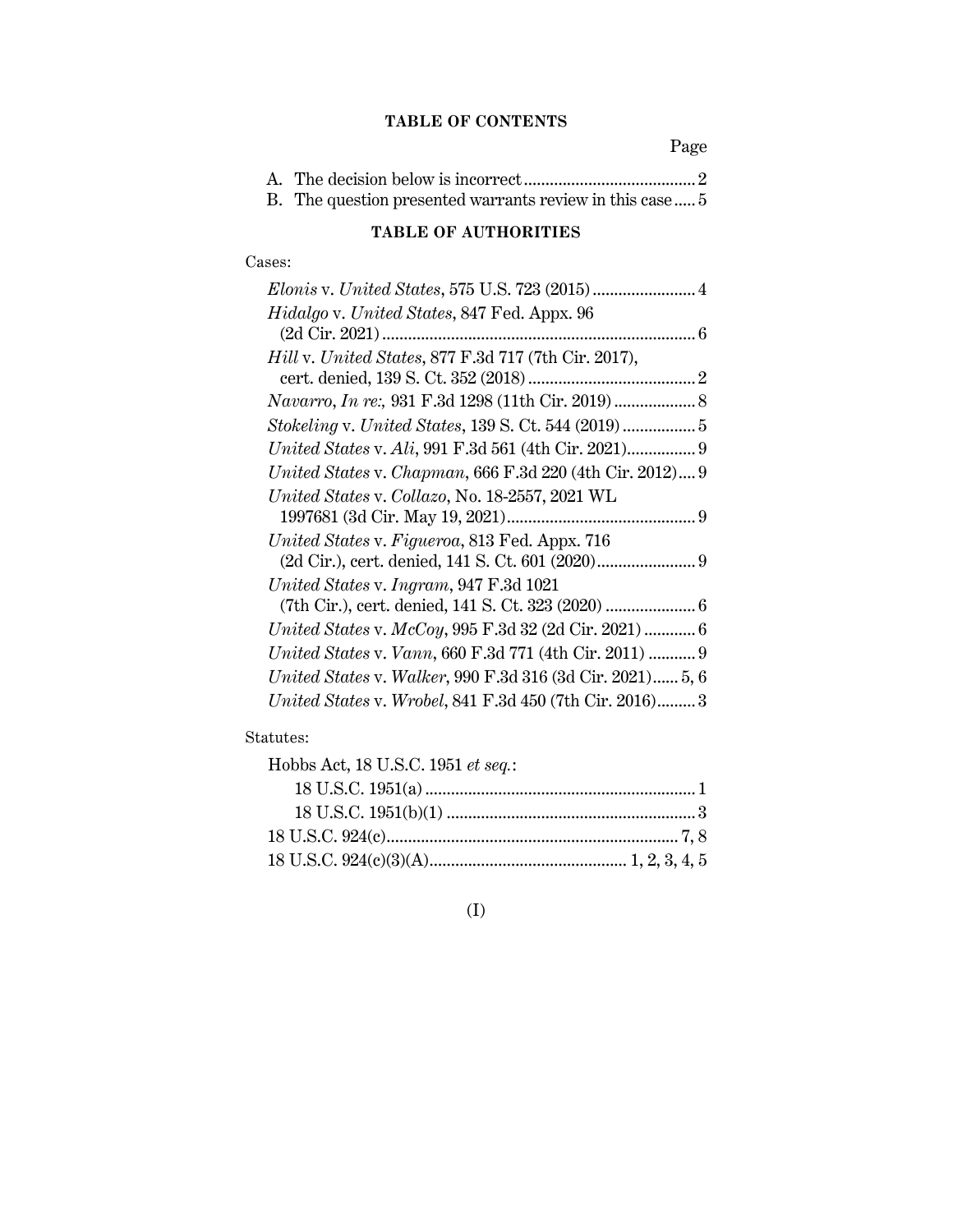# TABLE OF CONTENTS

Page

A. The decision below is incorrect ........................................ 2

B. The question presented warrants review in this case ..... 5

## TABLE OF AUTHORITIES

Cases:

*Elonis* v. *United States*, 575 U.S. 723 (2015) ........................ 4

*Hidalgo* v. *United States*, 847 Fed. Appx. 96 (2d Cir. 2021) ........................................................................ 6

*Hill* v. *United States*, 877 F.3d 717 (7th Cir. 2017), cert. denied, 139 S. Ct. 352 (2018) ....................................... 2

*Navarro*, *In re:*, 931 F.3d 1298 (11th Cir. 2019) ................... 8

*Stokeling* v. *United States*, 139 S. Ct. 544 (2019) ................. 5

*United States* v. *Ali*, 991 F.3d 561 (4th Cir. 2021)................ 9

*United States* v. *Chapman*, 666 F.3d 220 (4th Cir. 2012).... 9

*United States* v. *Collazo*, No. 18-2557, 2021 WL 1997681 (3d Cir. May 19, 2021)............................................ 9

*United States* v. *Figueroa*, 813 Fed. Appx. 716 (2d Cir.), cert. denied, 141 S. Ct. 601 (2020)....................... 9

*United States* v. *Ingram*, 947 F.3d 1021 (7th Cir.), cert. denied, 141 S. Ct. 323 (2020) ..................... 6

*United States* v. *McCoy*, 995 F.3d 32 (2d Cir. 2021) ............ 6

*United States* v. *Vann*, 660 F.3d 771 (4th Cir. 2011) ........... 9

*United States* v. *Walker*, 990 F.3d 316 (3d Cir. 2021)...... 5, 6

*United States* v. *Wrobel*, 841 F.3d 450 (7th Cir. 2016)......... 3

Statutes:

Hobbs Act, 18 U.S.C. 1951 *et seq.*:

18 U.S.C. 1951(a) ............................................................... 1

18 U.S.C. 1951(b)(1) .......................................................... 3

18 U.S.C. 924(c).................................................................... 7, 8

18 U.S.C. 924(c)(3)(A)............................................. 1, 2, 3, 4, 5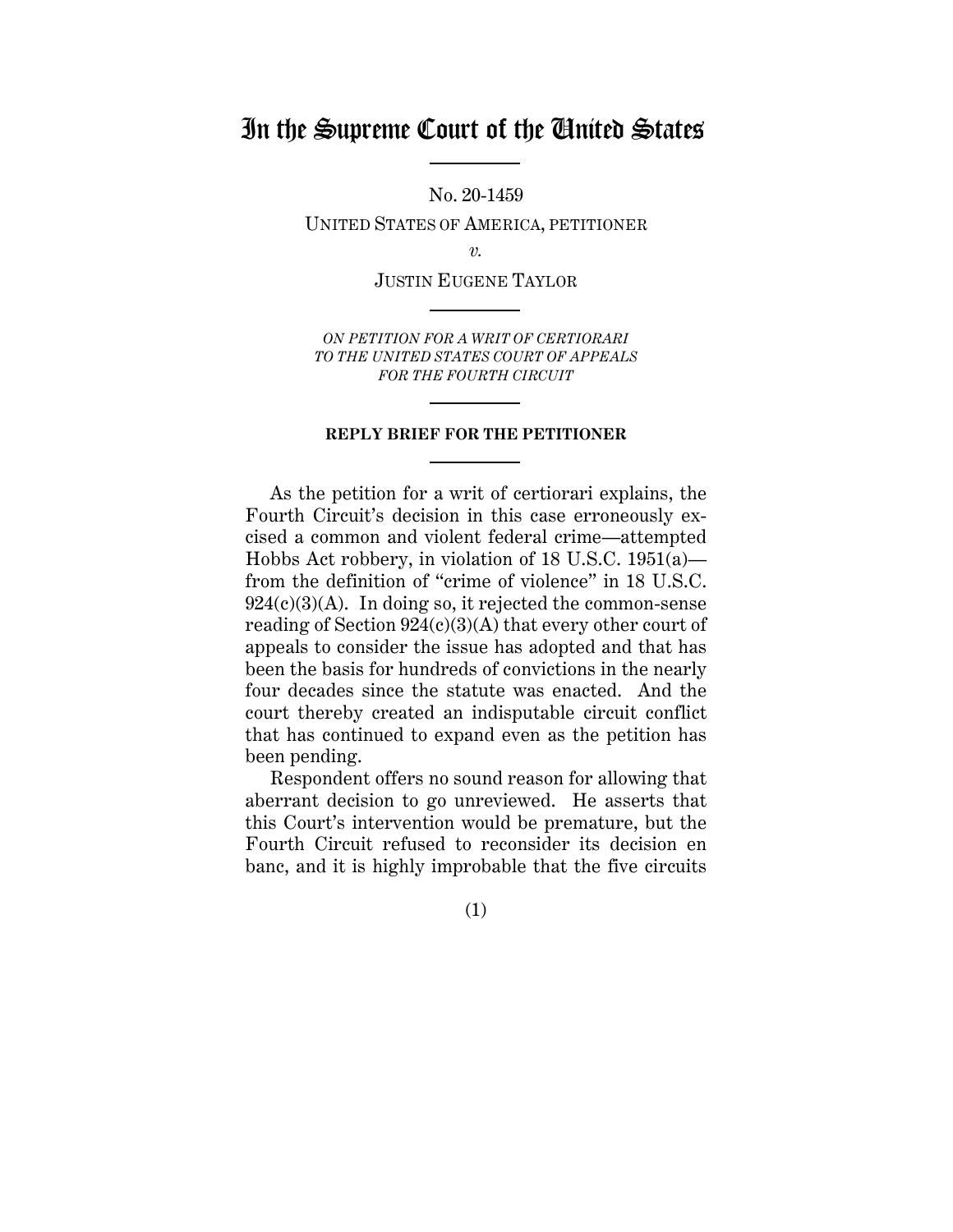# In the Supreme Court of the United States

No. 20-1459

UNITED STATES OF AMERICA, PETITIONER

*v.*

JUSTIN EUGENE TAYLOR

*ON PETITION FOR A WRIT OF CERTIORARI TO THE UNITED STATES COURT OF APPEALS FOR THE FOURTH CIRCUIT*

**REPLY BRIEF FOR THE PETITIONER**

As the petition for a writ of certiorari explains, the Fourth Circuit's decision in this case erroneously excised a common and violent federal crime—attempted Hobbs Act robbery, in violation of 18 U.S.C. 1951(a)—from the definition of "crime of violence" in 18 U.S.C. 924(c)(3)(A). In doing so, it rejected the common-sense reading of Section 924(c)(3)(A) that every other court of appeals to consider the issue has adopted and that has been the basis for hundreds of convictions in the nearly four decades since the statute was enacted. And the court thereby created an indisputable circuit conflict that has continued to expand even as the petition has been pending.

Respondent offers no sound reason for allowing that aberrant decision to go unreviewed. He asserts that this Court's intervention would be premature, but the Fourth Circuit refused to reconsider its decision en banc, and it is highly improbable that the five circuits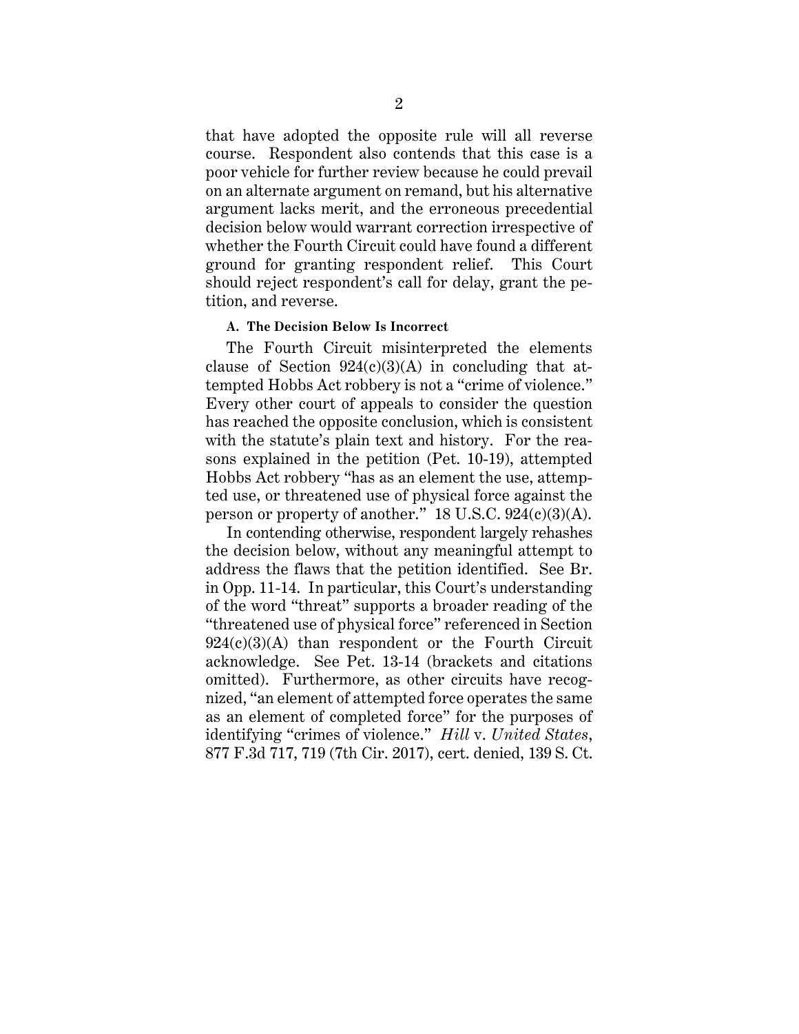that have adopted the opposite rule will all reverse course. Respondent also contends that this case is a poor vehicle for further review because he could prevail on an alternate argument on remand, but his alternative argument lacks merit, and the erroneous precedential decision below would warrant correction irrespective of whether the Fourth Circuit could have found a different ground for granting respondent relief. This Court should reject respondent's call for delay, grant the petition, and reverse.

### A. The Decision Below Is Incorrect

The Fourth Circuit misinterpreted the elements clause of Section 924(c)(3)(A) in concluding that attempted Hobbs Act robbery is not a "crime of violence." Every other court of appeals to consider the question has reached the opposite conclusion, which is consistent with the statute's plain text and history. For the reasons explained in the petition (Pet. 10-19), attempted Hobbs Act robbery "has as an element the use, attempted use, or threatened use of physical force against the person or property of another." 18 U.S.C. 924(c)(3)(A).

In contending otherwise, respondent largely rehashes the decision below, without any meaningful attempt to address the flaws that the petition identified. See Br. in Opp. 11-14. In particular, this Court's understanding of the word "threat" supports a broader reading of the "threatened use of physical force" referenced in Section 924(c)(3)(A) than respondent or the Fourth Circuit acknowledge. See Pet. 13-14 (brackets and citations omitted). Furthermore, as other circuits have recognized, "an element of attempted force operates the same as an element of completed force" for the purposes of identifying "crimes of violence." *Hill* v. *United States*, 877 F.3d 717, 719 (7th Cir. 2017), cert. denied, 139 S. Ct.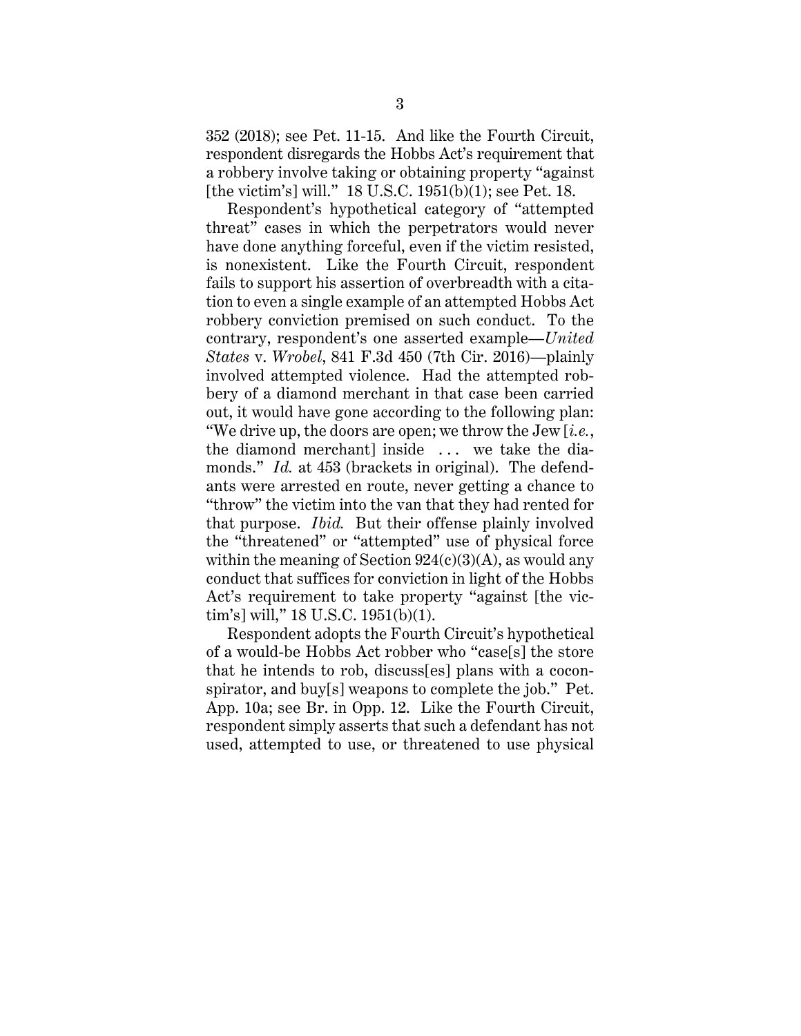352 (2018); see Pet. 11-15. And like the Fourth Circuit, respondent disregards the Hobbs Act's requirement that a robbery involve taking or obtaining property "against [the victim's] will." 18 U.S.C. 1951(b)(1); see Pet. 18.

Respondent's hypothetical category of "attempted threat" cases in which the perpetrators would never have done anything forceful, even if the victim resisted, is nonexistent. Like the Fourth Circuit, respondent fails to support his assertion of overbreadth with a citation to even a single example of an attempted Hobbs Act robbery conviction premised on such conduct. To the contrary, respondent's one asserted example—*United States* v. *Wrobel*, 841 F.3d 450 (7th Cir. 2016)—plainly involved attempted violence. Had the attempted robbery of a diamond merchant in that case been carried out, it would have gone according to the following plan: "We drive up, the doors are open; we throw the Jew [*i.e.*, the diamond merchant] inside . . . we take the diamonds." *Id.* at 453 (brackets in original). The defendants were arrested en route, never getting a chance to "throw" the victim into the van that they had rented for that purpose. *Ibid.* But their offense plainly involved the "threatened" or "attempted" use of physical force within the meaning of Section 924(c)(3)(A), as would any conduct that suffices for conviction in light of the Hobbs Act's requirement to take property "against [the victim's] will," 18 U.S.C. 1951(b)(1).

Respondent adopts the Fourth Circuit's hypothetical of a would-be Hobbs Act robber who "case[s] the store that he intends to rob, discuss[es] plans with a coconspirator, and buy[s] weapons to complete the job." Pet. App. 10a; see Br. in Opp. 12. Like the Fourth Circuit, respondent simply asserts that such a defendant has not used, attempted to use, or threatened to use physical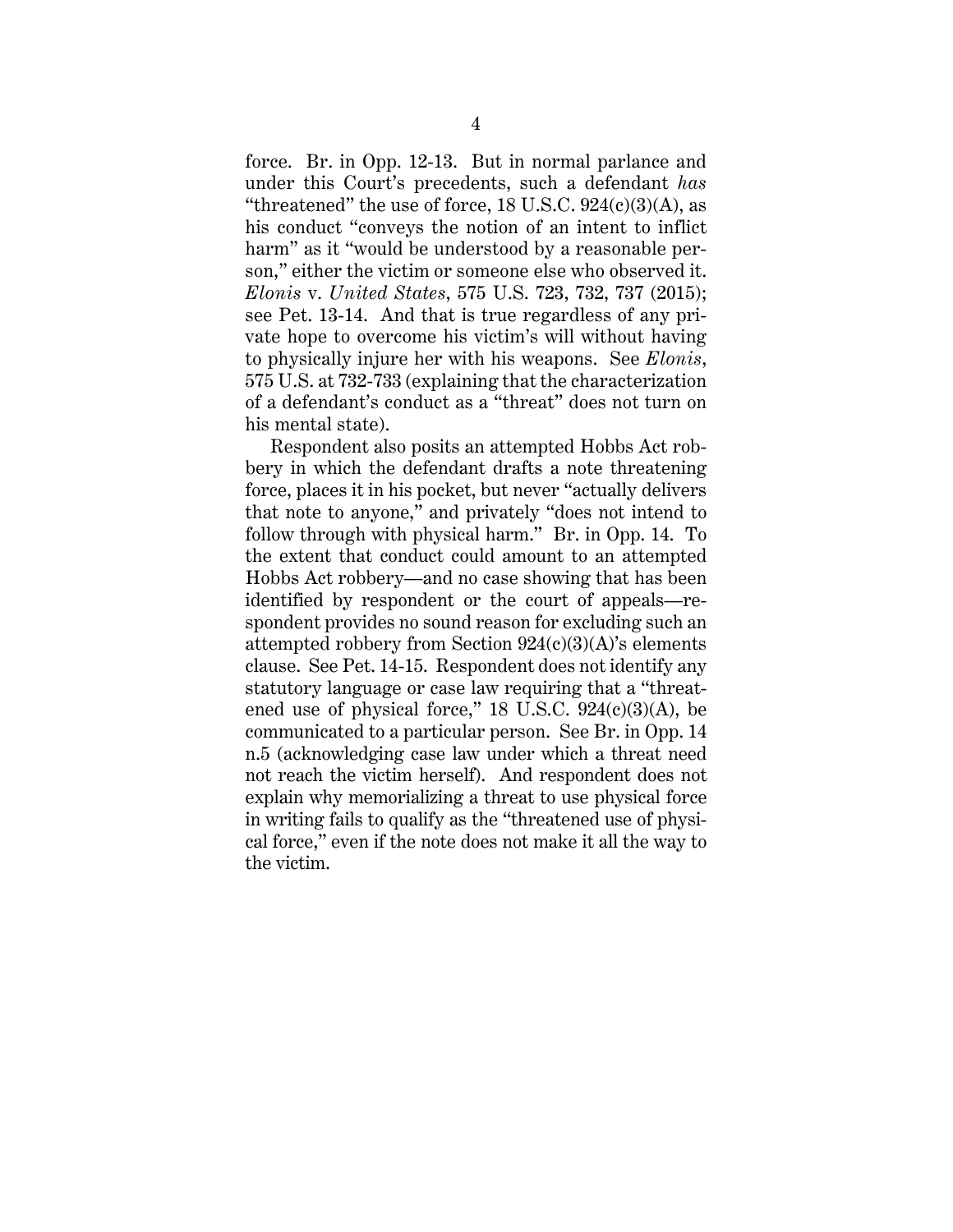force. Br. in Opp. 12-13. But in normal parlance and under this Court's precedents, such a defendant *has* "threatened" the use of force, 18 U.S.C. 924(c)(3)(A), as his conduct "conveys the notion of an intent to inflict harm" as it "would be understood by a reasonable person," either the victim or someone else who observed it. *Elonis* v. *United States*, 575 U.S. 723, 732, 737 (2015); see Pet. 13-14. And that is true regardless of any private hope to overcome his victim's will without having to physically injure her with his weapons. See *Elonis*, 575 U.S. at 732-733 (explaining that the characterization of a defendant's conduct as a "threat" does not turn on his mental state).

Respondent also posits an attempted Hobbs Act robbery in which the defendant drafts a note threatening force, places it in his pocket, but never "actually delivers that note to anyone," and privately "does not intend to follow through with physical harm." Br. in Opp. 14. To the extent that conduct could amount to an attempted Hobbs Act robbery—and no case showing that has been identified by respondent or the court of appeals—respondent provides no sound reason for excluding such an attempted robbery from Section 924(c)(3)(A)'s elements clause. See Pet. 14-15. Respondent does not identify any statutory language or case law requiring that a "threatened use of physical force," 18 U.S.C. 924(c)(3)(A), be communicated to a particular person. See Br. in Opp. 14 n.5 (acknowledging case law under which a threat need not reach the victim herself). And respondent does not explain why memorializing a threat to use physical force in writing fails to qualify as the "threatened use of physical force," even if the note does not make it all the way to the victim.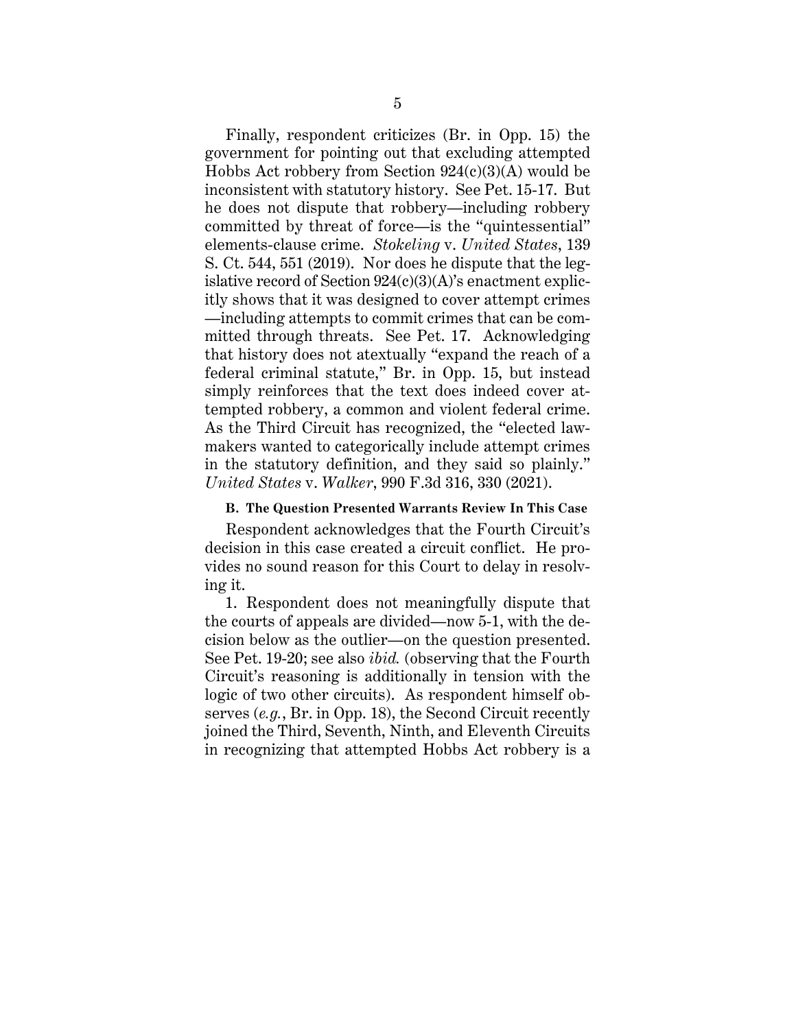Finally, respondent criticizes (Br. in Opp. 15) the government for pointing out that excluding attempted Hobbs Act robbery from Section 924(c)(3)(A) would be inconsistent with statutory history. See Pet. 15-17. But he does not dispute that robbery—including robbery committed by threat of force—is the "quintessential" elements-clause crime. *Stokeling* v. *United States*, 139 S. Ct. 544, 551 (2019). Nor does he dispute that the legislative record of Section 924(c)(3)(A)'s enactment explicitly shows that it was designed to cover attempt crimes—including attempts to commit crimes that can be committed through threats. See Pet. 17. Acknowledging that history does not atextually "expand the reach of a federal criminal statute," Br. in Opp. 15, but instead simply reinforces that the text does indeed cover attempted robbery, a common and violent federal crime. As the Third Circuit has recognized, the "elected lawmakers wanted to categorically include attempt crimes in the statutory definition, and they said so plainly." *United States* v. *Walker*, 990 F.3d 316, 330 (2021).

### B. The Question Presented Warrants Review In This Case

Respondent acknowledges that the Fourth Circuit's decision in this case created a circuit conflict. He provides no sound reason for this Court to delay in resolving it.

1. Respondent does not meaningfully dispute that the courts of appeals are divided—now 5-1, with the decision below as the outlier—on the question presented. See Pet. 19-20; see also *ibid.* (observing that the Fourth Circuit's reasoning is additionally in tension with the logic of two other circuits). As respondent himself observes (*e.g.*, Br. in Opp. 18), the Second Circuit recently joined the Third, Seventh, Ninth, and Eleventh Circuits in recognizing that attempted Hobbs Act robbery is a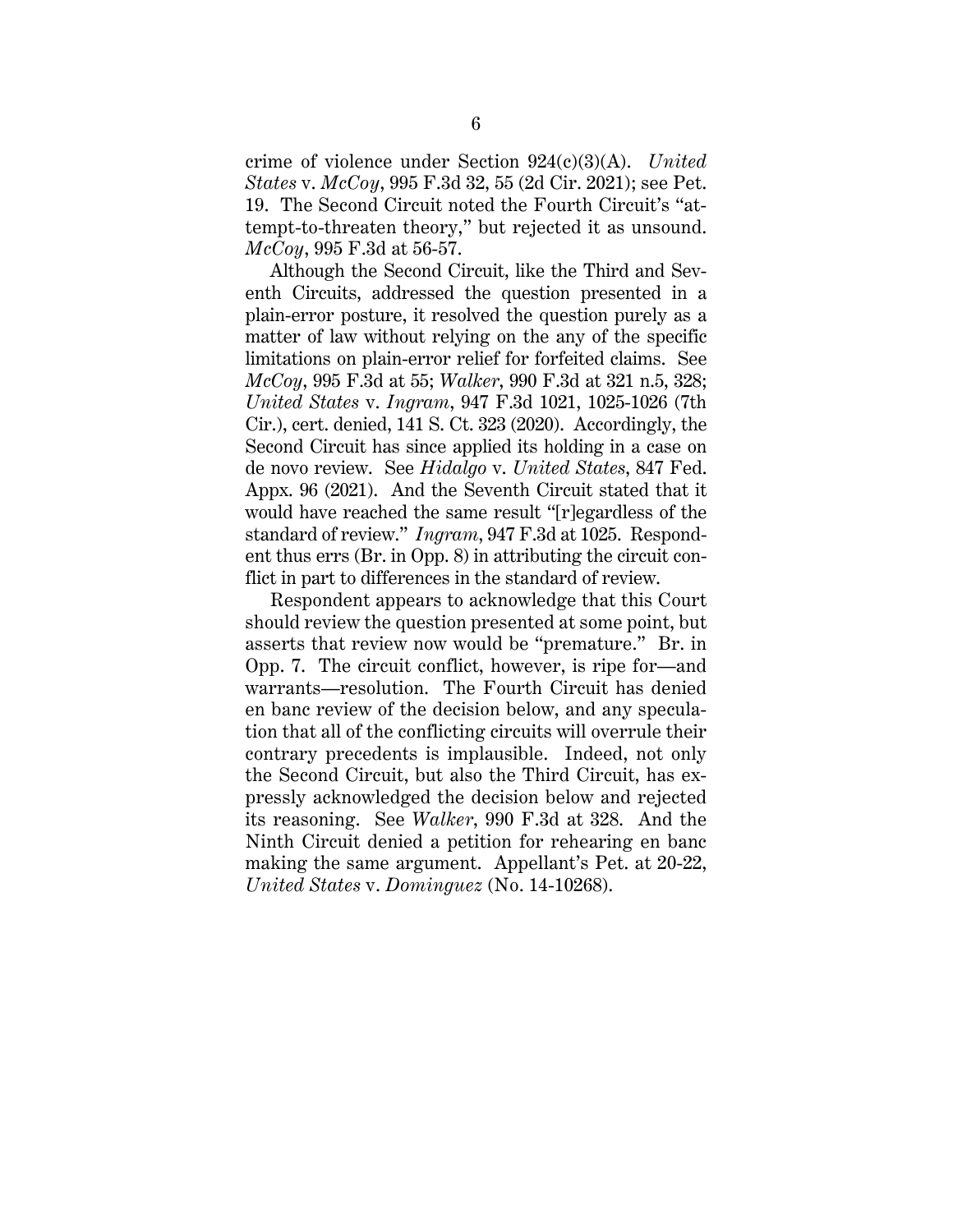crime of violence under Section 924(c)(3)(A). *United States* v. *McCoy*, 995 F.3d 32, 55 (2d Cir. 2021); see Pet. 19. The Second Circuit noted the Fourth Circuit's "attempt-to-threaten theory," but rejected it as unsound. *McCoy*, 995 F.3d at 56-57.

Although the Second Circuit, like the Third and Seventh Circuits, addressed the question presented in a plain-error posture, it resolved the question purely as a matter of law without relying on the any of the specific limitations on plain-error relief for forfeited claims. See *McCoy*, 995 F.3d at 55; *Walker*, 990 F.3d at 321 n.5, 328; *United States* v. *Ingram*, 947 F.3d 1021, 1025-1026 (7th Cir.), cert. denied, 141 S. Ct. 323 (2020). Accordingly, the Second Circuit has since applied its holding in a case on de novo review. See *Hidalgo* v. *United States*, 847 Fed. Appx. 96 (2021). And the Seventh Circuit stated that it would have reached the same result "[r]egardless of the standard of review." *Ingram*, 947 F.3d at 1025. Respondent thus errs (Br. in Opp. 8) in attributing the circuit conflict in part to differences in the standard of review.

Respondent appears to acknowledge that this Court should review the question presented at some point, but asserts that review now would be "premature." Br. in Opp. 7. The circuit conflict, however, is ripe for—and warrants—resolution. The Fourth Circuit has denied en banc review of the decision below, and any speculation that all of the conflicting circuits will overrule their contrary precedents is implausible. Indeed, not only the Second Circuit, but also the Third Circuit, has expressly acknowledged the decision below and rejected its reasoning. See *Walker*, 990 F.3d at 328. And the Ninth Circuit denied a petition for rehearing en banc making the same argument. Appellant's Pet. at 20-22, *United States* v. *Dominguez* (No. 14-10268).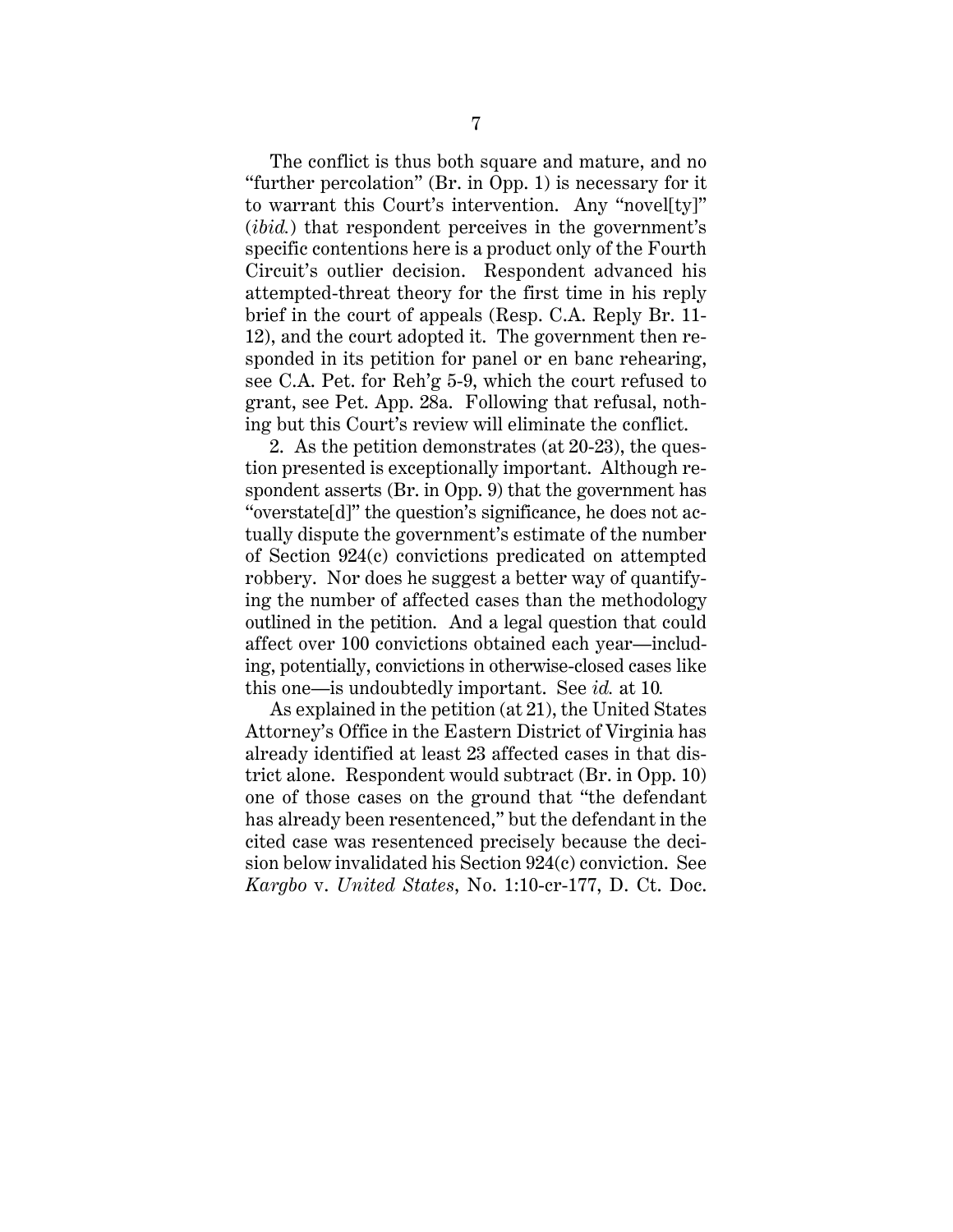The conflict is thus both square and mature, and no "further percolation" (Br. in Opp. 1) is necessary for it to warrant this Court's intervention. Any "novel[ty]" (*ibid.*) that respondent perceives in the government's specific contentions here is a product only of the Fourth Circuit's outlier decision. Respondent advanced his attempted-threat theory for the first time in his reply brief in the court of appeals (Resp. C.A. Reply Br. 11-12), and the court adopted it. The government then responded in its petition for panel or en banc rehearing, see C.A. Pet. for Reh'g 5-9, which the court refused to grant, see Pet. App. 28a. Following that refusal, nothing but this Court's review will eliminate the conflict.

2. As the petition demonstrates (at 20-23), the question presented is exceptionally important. Although respondent asserts (Br. in Opp. 9) that the government has "overstate[d]" the question's significance, he does not actually dispute the government's estimate of the number of Section 924(c) convictions predicated on attempted robbery. Nor does he suggest a better way of quantifying the number of affected cases than the methodology outlined in the petition. And a legal question that could affect over 100 convictions obtained each year—including, potentially, convictions in otherwise-closed cases like this one—is undoubtedly important. See *id.* at 10.

As explained in the petition (at 21), the United States Attorney's Office in the Eastern District of Virginia has already identified at least 23 affected cases in that district alone. Respondent would subtract (Br. in Opp. 10) one of those cases on the ground that "the defendant has already been resentenced," but the defendant in the cited case was resentenced precisely because the decision below invalidated his Section 924(c) conviction. See *Kargbo* v. *United States*, No. 1:10-cr-177, D. Ct. Doc.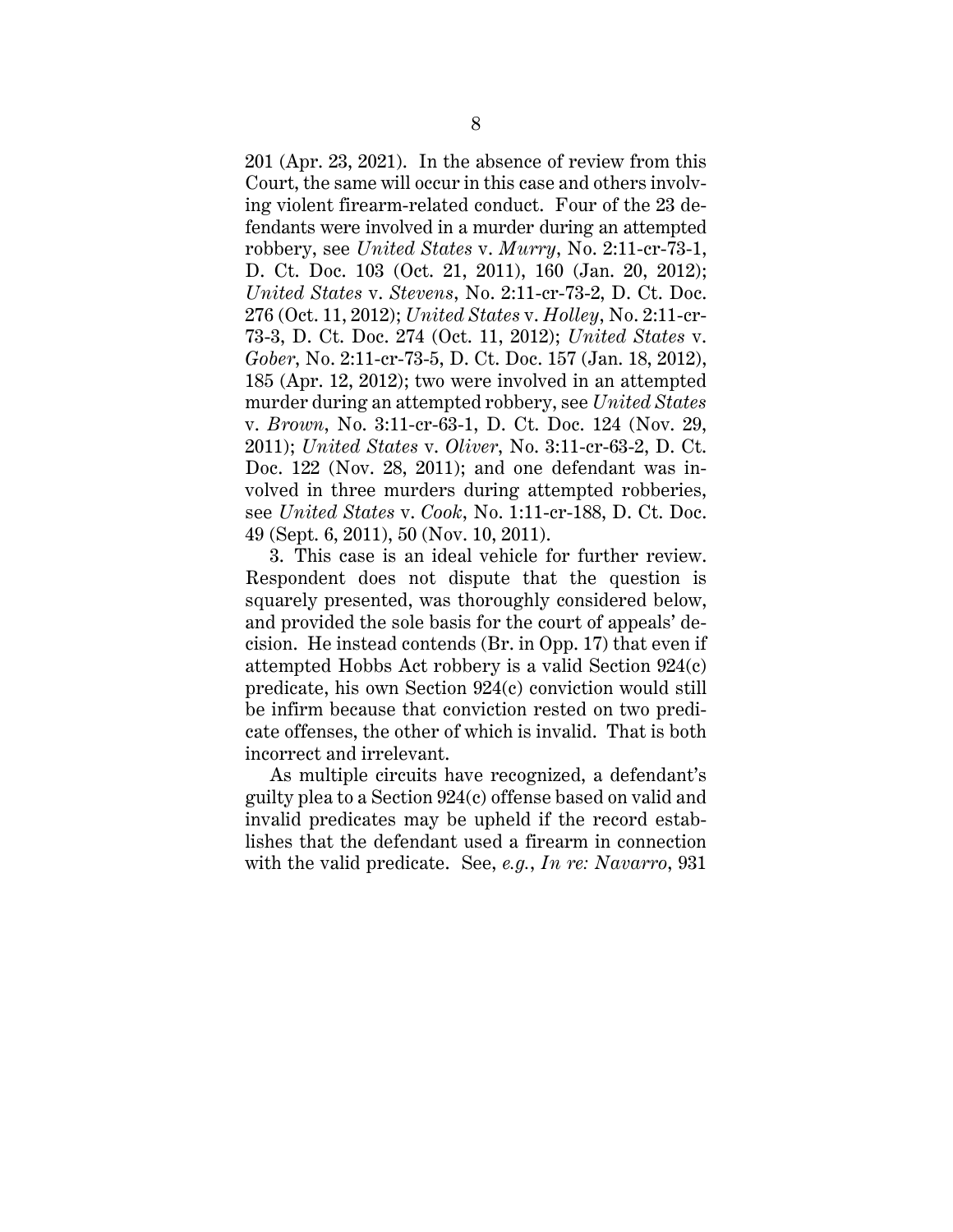201 (Apr. 23, 2021). In the absence of review from this Court, the same will occur in this case and others involving violent firearm-related conduct. Four of the 23 defendants were involved in a murder during an attempted robbery, see *United States* v. *Murry*, No. 2:11-cr-73-1, D. Ct. Doc. 103 (Oct. 21, 2011), 160 (Jan. 20, 2012); *United States* v. *Stevens*, No. 2:11-cr-73-2, D. Ct. Doc. 276 (Oct. 11, 2012); *United States* v. *Holley*, No. 2:11-cr-73-3, D. Ct. Doc. 274 (Oct. 11, 2012); *United States* v. *Gober*, No. 2:11-cr-73-5, D. Ct. Doc. 157 (Jan. 18, 2012), 185 (Apr. 12, 2012); two were involved in an attempted murder during an attempted robbery, see *United States* v. *Brown*, No. 3:11-cr-63-1, D. Ct. Doc. 124 (Nov. 29, 2011); *United States* v. *Oliver*, No. 3:11-cr-63-2, D. Ct. Doc. 122 (Nov. 28, 2011); and one defendant was involved in three murders during attempted robberies, see *United States* v. *Cook*, No. 1:11-cr-188, D. Ct. Doc. 49 (Sept. 6, 2011), 50 (Nov. 10, 2011).

3. This case is an ideal vehicle for further review. Respondent does not dispute that the question is squarely presented, was thoroughly considered below, and provided the sole basis for the court of appeals' decision. He instead contends (Br. in Opp. 17) that even if attempted Hobbs Act robbery is a valid Section 924(c) predicate, his own Section 924(c) conviction would still be infirm because that conviction rested on two predicate offenses, the other of which is invalid. That is both incorrect and irrelevant.

As multiple circuits have recognized, a defendant's guilty plea to a Section 924(c) offense based on valid and invalid predicates may be upheld if the record establishes that the defendant used a firearm in connection with the valid predicate. See, *e.g.*, *In re: Navarro*, 931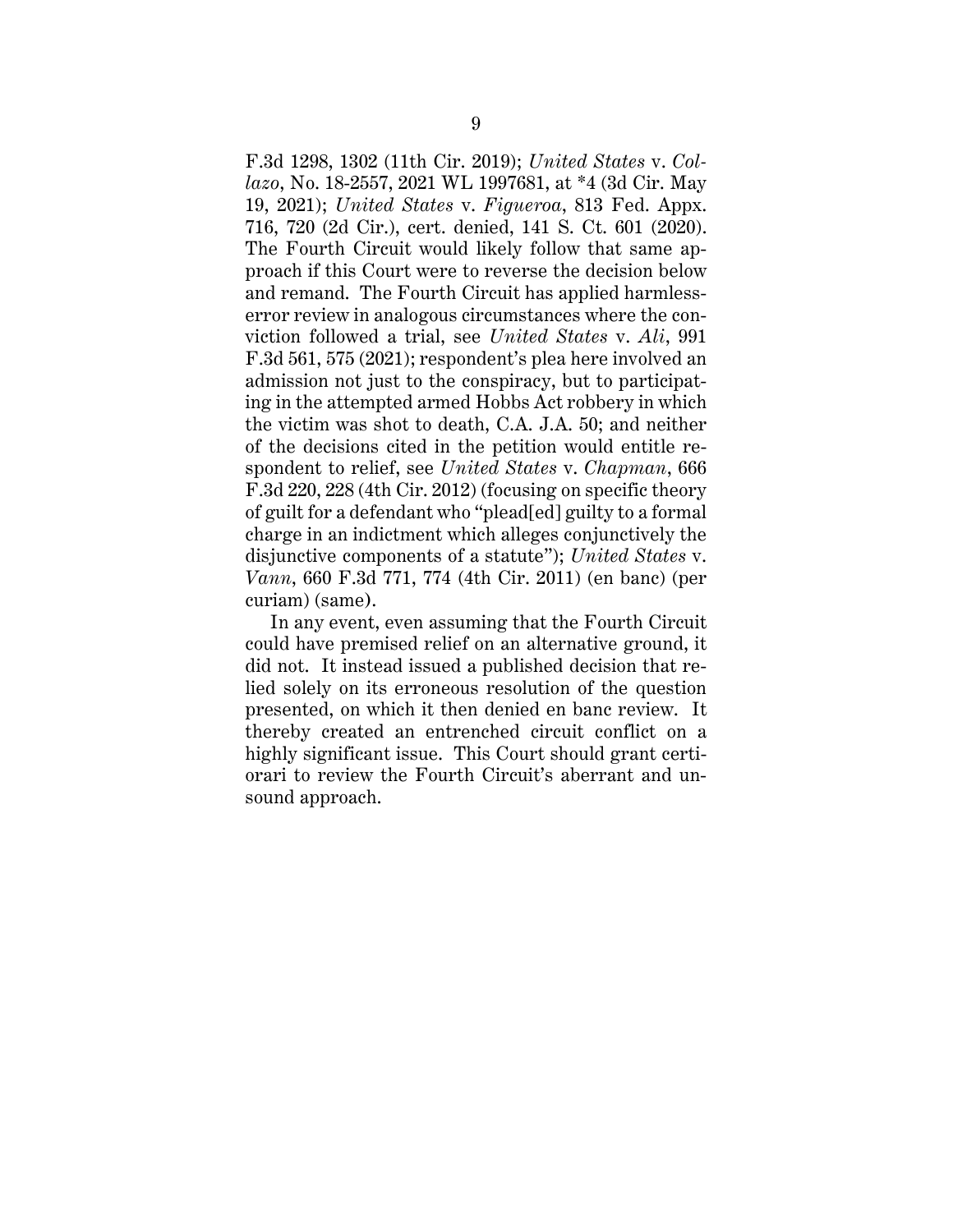F.3d 1298, 1302 (11th Cir. 2019); *United States* v. *Collazo*, No. 18-2557, 2021 WL 1997681, at *4 (3d Cir. May 19, 2021); *United States* v. *Figueroa*, 813 Fed. Appx. 716, 720 (2d Cir.), cert. denied, 141 S. Ct. 601 (2020). The Fourth Circuit would likely follow that same approach if this Court were to reverse the decision below and remand. The Fourth Circuit has applied harmless-error review in analogous circumstances where the conviction followed a trial, see *United States* v. *Ali*, 991 F.3d 561, 575 (2021); respondent's plea here involved an admission not just to the conspiracy, but to participating in the attempted armed Hobbs Act robbery in which the victim was shot to death, C.A. J.A. 50; and neither of the decisions cited in the petition would entitle respondent to relief, see *United States* v. *Chapman*, 666 F.3d 220, 228 (4th Cir. 2012) (focusing on specific theory of guilt for a defendant who "plead[ed] guilty to a formal charge in an indictment which alleges conjunctively the disjunctive components of a statute"); *United States* v. *Vann*, 660 F.3d 771, 774 (4th Cir. 2011) (en banc) (per curiam) (same).

In any event, even assuming that the Fourth Circuit could have premised relief on an alternative ground, it did not. It instead issued a published decision that relied solely on its erroneous resolution of the question presented, on which it then denied en banc review. It thereby created an entrenched circuit conflict on a highly significant issue. This Court should grant certiorari to review the Fourth Circuit's aberrant and unsound approach.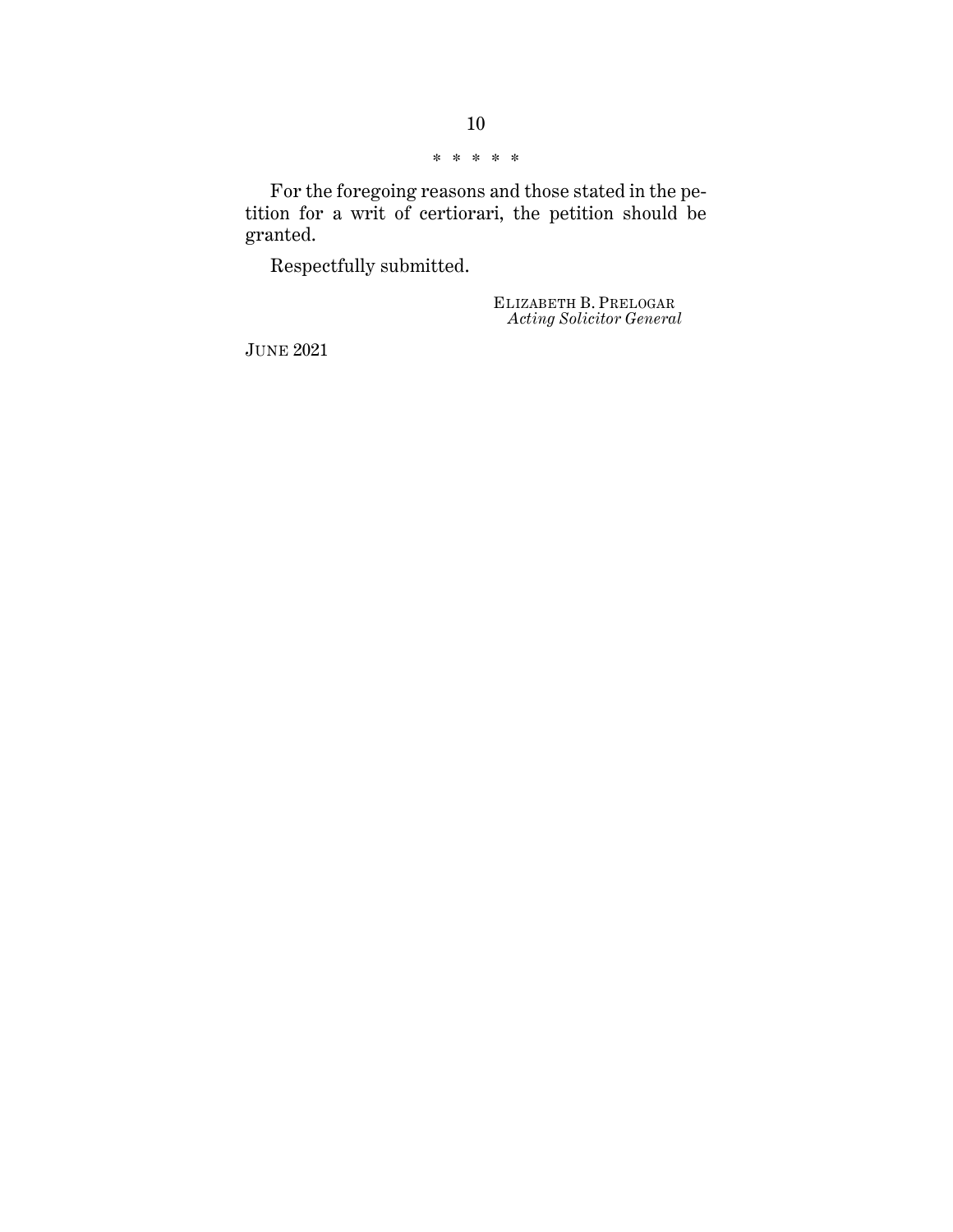\* \* \* \* \*

For the foregoing reasons and those stated in the petition for a writ of certiorari, the petition should be granted.

Respectfully submitted.

ELIZABETH B. PRELOGAR
*Acting Solicitor General*

JUNE 2021